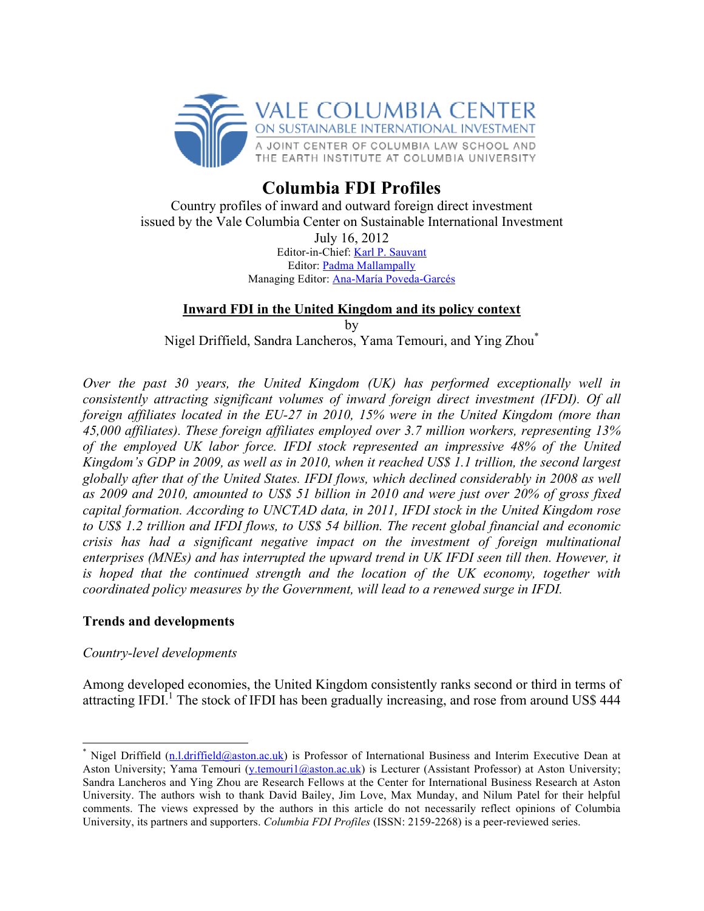VALE COLUMBIA CENTER
ON SUSTAINABLE INTERNATIONAL INVESTMENT
A JOINT CENTER OF COLUMBIA LAW SCHOOL AND THE EARTH INSTITUTE AT COLUMBIA UNIVERSITY

# Columbia FDI Profiles

Country profiles of inward and outward foreign direct investment issued by the Vale Columbia Center on Sustainable International Investment

July 16, 2012

Editor-in-Chief: Karl P. Sauvant
Editor: Padma Mallampally
Managing Editor: Ana-María Poveda-Garcés

## Inward FDI in the United Kingdom and its policy context

by

Nigel Driffield, Sandra Lancheros, Yama Temouri, and Ying Zhou*

*Over the past 30 years, the United Kingdom (UK) has performed exceptionally well in consistently attracting significant volumes of inward foreign direct investment (IFDI). Of all foreign affiliates located in the EU-27 in 2010, 15% were in the United Kingdom (more than 45,000 affiliates). These foreign affiliates employed over 3.7 million workers, representing 13% of the employed UK labor force. IFDI stock represented an impressive 48% of the United Kingdom's GDP in 2009, as well as in 2010, when it reached US$ 1.1 trillion, the second largest globally after that of the United States. IFDI flows, which declined considerably in 2008 as well as 2009 and 2010, amounted to US$ 51 billion in 2010 and were just over 20% of gross fixed capital formation. According to UNCTAD data, in 2011, IFDI stock in the United Kingdom rose to US$ 1.2 trillion and IFDI flows, to US$ 54 billion. The recent global financial and economic crisis has had a significant negative impact on the investment of foreign multinational enterprises (MNEs) and has interrupted the upward trend in UK IFDI seen till then. However, it is hoped that the continued strength and the location of the UK economy, together with coordinated policy measures by the Government, will lead to a renewed surge in IFDI.*

### Trends and developments

*Country-level developments*

Among developed economies, the United Kingdom consistently ranks second or third in terms of attracting IFDI.[1] The stock of IFDI has been gradually increasing, and rose from around US$ 444

---

* Nigel Driffield (n.l.driffield@aston.ac.uk) is Professor of International Business and Interim Executive Dean at Aston University; Yama Temouri (y.temouri1@aston.ac.uk) is Lecturer (Assistant Professor) at Aston University; Sandra Lancheros and Ying Zhou are Research Fellows at the Center for International Business Research at Aston University. The authors wish to thank David Bailey, Jim Love, Max Munday, and Nilum Patel for their helpful comments. The views expressed by the authors in this article do not necessarily reflect opinions of Columbia University, its partners and supporters. *Columbia FDI Profiles* (ISSN: 2159-2268) is a peer-reviewed series.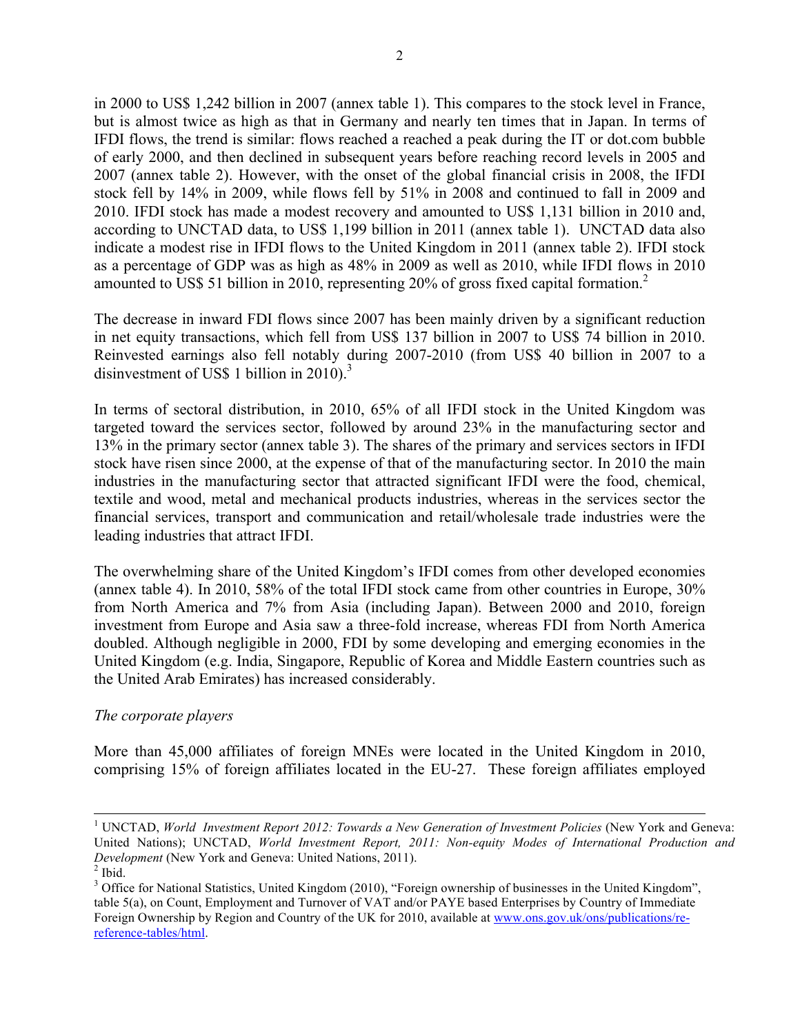in 2000 to US$ 1,242 billion in 2007 (annex table 1). This compares to the stock level in France, but is almost twice as high as that in Germany and nearly ten times that in Japan. In terms of IFDI flows, the trend is similar: flows reached a reached a peak during the IT or dot.com bubble of early 2000, and then declined in subsequent years before reaching record levels in 2005 and 2007 (annex table 2). However, with the onset of the global financial crisis in 2008, the IFDI stock fell by 14% in 2009, while flows fell by 51% in 2008 and continued to fall in 2009 and 2010. IFDI stock has made a modest recovery and amounted to US$ 1,131 billion in 2010 and, according to UNCTAD data, to US$ 1,199 billion in 2011 (annex table 1). UNCTAD data also indicate a modest rise in IFDI flows to the United Kingdom in 2011 (annex table 2). IFDI stock as a percentage of GDP was as high as 48% in 2009 as well as 2010, while IFDI flows in 2010 amounted to US$ 51 billion in 2010, representing 20% of gross fixed capital formation.[2]

The decrease in inward FDI flows since 2007 has been mainly driven by a significant reduction in net equity transactions, which fell from US$ 137 billion in 2007 to US$ 74 billion in 2010. Reinvested earnings also fell notably during 2007-2010 (from US$ 40 billion in 2007 to a disinvestment of US$ 1 billion in 2010).[3]

In terms of sectoral distribution, in 2010, 65% of all IFDI stock in the United Kingdom was targeted toward the services sector, followed by around 23% in the manufacturing sector and 13% in the primary sector (annex table 3). The shares of the primary and services sectors in IFDI stock have risen since 2000, at the expense of that of the manufacturing sector. In 2010 the main industries in the manufacturing sector that attracted significant IFDI were the food, chemical, textile and wood, metal and mechanical products industries, whereas in the services sector the financial services, transport and communication and retail/wholesale trade industries were the leading industries that attract IFDI.

The overwhelming share of the United Kingdom's IFDI comes from other developed economies (annex table 4). In 2010, 58% of the total IFDI stock came from other countries in Europe, 30% from North America and 7% from Asia (including Japan). Between 2000 and 2010, foreign investment from Europe and Asia saw a three-fold increase, whereas FDI from North America doubled. Although negligible in 2000, FDI by some developing and emerging economies in the United Kingdom (e.g. India, Singapore, Republic of Korea and Middle Eastern countries such as the United Arab Emirates) has increased considerably.

*The corporate players*

More than 45,000 affiliates of foreign MNEs were located in the United Kingdom in 2010, comprising 15% of foreign affiliates located in the EU-27. These foreign affiliates employed

---

[1] UNCTAD, *World Investment Report 2012: Towards a New Generation of Investment Policies* (New York and Geneva: United Nations); UNCTAD, *World Investment Report, 2011: Non-equity Modes of International Production and Development* (New York and Geneva: United Nations, 2011).

[2] Ibid.

[3] Office for National Statistics, United Kingdom (2010), "Foreign ownership of businesses in the United Kingdom", table 5(a), on Count, Employment and Turnover of VAT and/or PAYE based Enterprises by Country of Immediate Foreign Ownership by Region and Country of the UK for 2010, available at www.ons.gov.uk/ons/publications/re-reference-tables/html.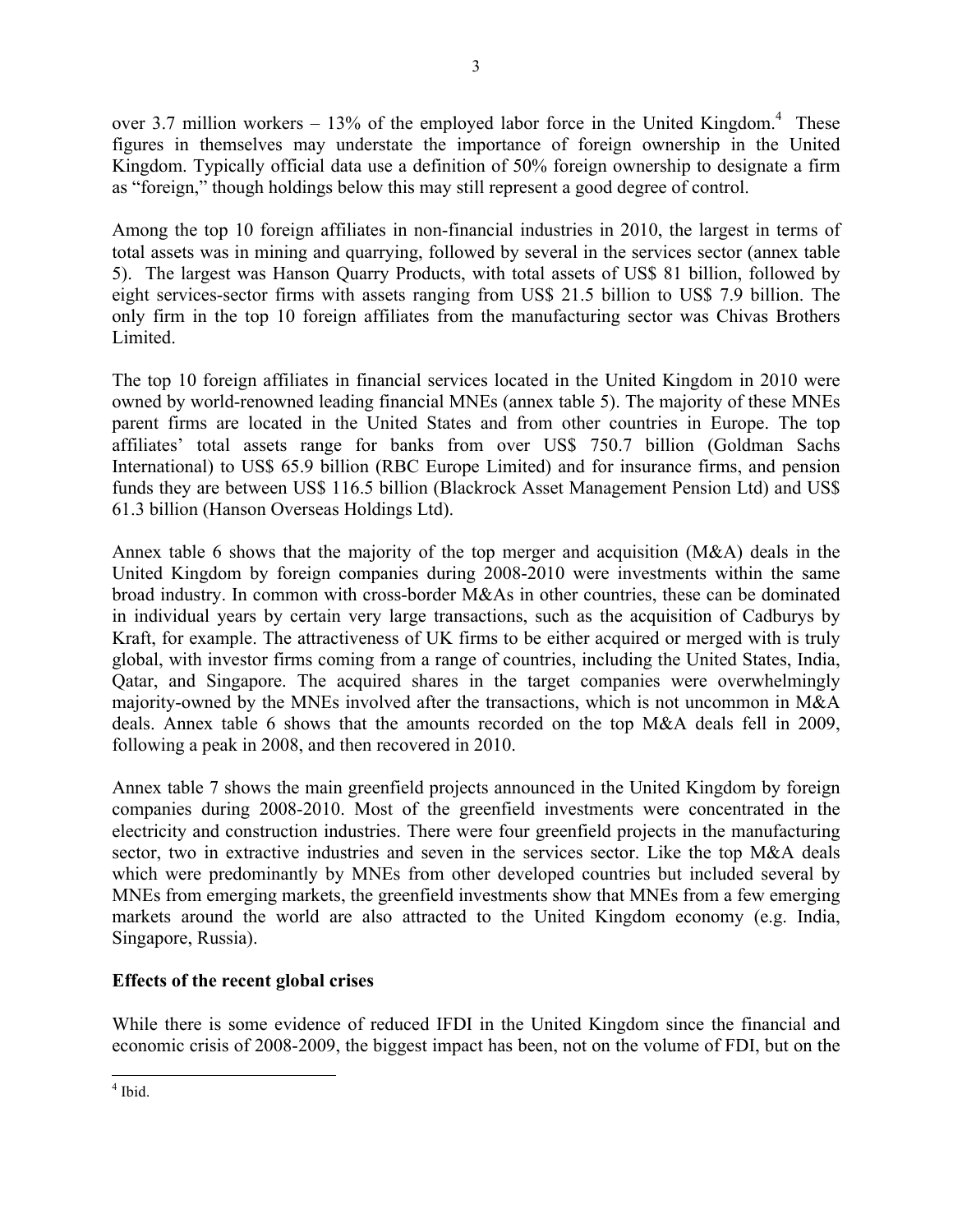over 3.7 million workers – 13% of the employed labor force in the United Kingdom.[4] These figures in themselves may understate the importance of foreign ownership in the United Kingdom. Typically official data use a definition of 50% foreign ownership to designate a firm as "foreign," though holdings below this may still represent a good degree of control.

Among the top 10 foreign affiliates in non-financial industries in 2010, the largest in terms of total assets was in mining and quarrying, followed by several in the services sector (annex table 5). The largest was Hanson Quarry Products, with total assets of US$ 81 billion, followed by eight services-sector firms with assets ranging from US$ 21.5 billion to US$ 7.9 billion. The only firm in the top 10 foreign affiliates from the manufacturing sector was Chivas Brothers Limited.

The top 10 foreign affiliates in financial services located in the United Kingdom in 2010 were owned by world-renowned leading financial MNEs (annex table 5). The majority of these MNEs parent firms are located in the United States and from other countries in Europe. The top affiliates' total assets range for banks from over US$ 750.7 billion (Goldman Sachs International) to US$ 65.9 billion (RBC Europe Limited) and for insurance firms, and pension funds they are between US$ 116.5 billion (Blackrock Asset Management Pension Ltd) and US$ 61.3 billion (Hanson Overseas Holdings Ltd).

Annex table 6 shows that the majority of the top merger and acquisition (M&A) deals in the United Kingdom by foreign companies during 2008-2010 were investments within the same broad industry. In common with cross-border M&As in other countries, these can be dominated in individual years by certain very large transactions, such as the acquisition of Cadburys by Kraft, for example. The attractiveness of UK firms to be either acquired or merged with is truly global, with investor firms coming from a range of countries, including the United States, India, Qatar, and Singapore. The acquired shares in the target companies were overwhelmingly majority-owned by the MNEs involved after the transactions, which is not uncommon in M&A deals. Annex table 6 shows that the amounts recorded on the top M&A deals fell in 2009, following a peak in 2008, and then recovered in 2010.

Annex table 7 shows the main greenfield projects announced in the United Kingdom by foreign companies during 2008-2010. Most of the greenfield investments were concentrated in the electricity and construction industries. There were four greenfield projects in the manufacturing sector, two in extractive industries and seven in the services sector. Like the top M&A deals which were predominantly by MNEs from other developed countries but included several by MNEs from emerging markets, the greenfield investments show that MNEs from a few emerging markets around the world are also attracted to the United Kingdom economy (e.g. India, Singapore, Russia).

**Effects of the recent global crises**

While there is some evidence of reduced IFDI in the United Kingdom since the financial and economic crisis of 2008-2009, the biggest impact has been, not on the volume of FDI, but on the

[4] Ibid.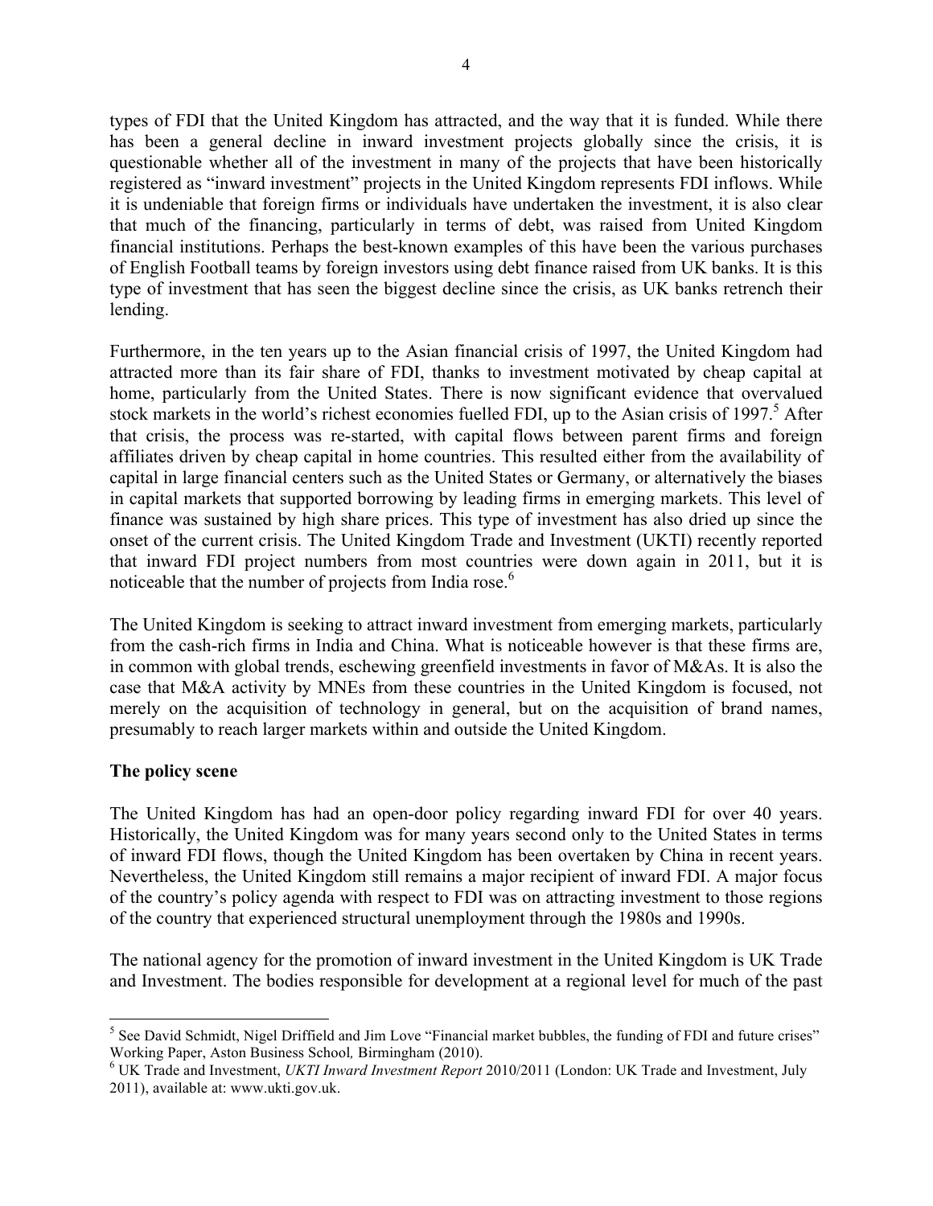types of FDI that the United Kingdom has attracted, and the way that it is funded. While there has been a general decline in inward investment projects globally since the crisis, it is questionable whether all of the investment in many of the projects that have been historically registered as "inward investment" projects in the United Kingdom represents FDI inflows. While it is undeniable that foreign firms or individuals have undertaken the investment, it is also clear that much of the financing, particularly in terms of debt, was raised from United Kingdom financial institutions. Perhaps the best-known examples of this have been the various purchases of English Football teams by foreign investors using debt finance raised from UK banks. It is this type of investment that has seen the biggest decline since the crisis, as UK banks retrench their lending.

Furthermore, in the ten years up to the Asian financial crisis of 1997, the United Kingdom had attracted more than its fair share of FDI, thanks to investment motivated by cheap capital at home, particularly from the United States. There is now significant evidence that overvalued stock markets in the world's richest economies fuelled FDI, up to the Asian crisis of 1997.[5] After that crisis, the process was re-started, with capital flows between parent firms and foreign affiliates driven by cheap capital in home countries. This resulted either from the availability of capital in large financial centers such as the United States or Germany, or alternatively the biases in capital markets that supported borrowing by leading firms in emerging markets. This level of finance was sustained by high share prices. This type of investment has also dried up since the onset of the current crisis. The United Kingdom Trade and Investment (UKTI) recently reported that inward FDI project numbers from most countries were down again in 2011, but it is noticeable that the number of projects from India rose.[6]

The United Kingdom is seeking to attract inward investment from emerging markets, particularly from the cash-rich firms in India and China. What is noticeable however is that these firms are, in common with global trends, eschewing greenfield investments in favor of M&As. It is also the case that M&A activity by MNEs from these countries in the United Kingdom is focused, not merely on the acquisition of technology in general, but on the acquisition of brand names, presumably to reach larger markets within and outside the United Kingdom.

## The policy scene

The United Kingdom has had an open-door policy regarding inward FDI for over 40 years. Historically, the United Kingdom was for many years second only to the United States in terms of inward FDI flows, though the United Kingdom has been overtaken by China in recent years. Nevertheless, the United Kingdom still remains a major recipient of inward FDI. A major focus of the country's policy agenda with respect to FDI was on attracting investment to those regions of the country that experienced structural unemployment through the 1980s and 1990s.

The national agency for the promotion of inward investment in the United Kingdom is UK Trade and Investment. The bodies responsible for development at a regional level for much of the past

---

[5] See David Schmidt, Nigel Driffield and Jim Love "Financial market bubbles, the funding of FDI and future crises" Working Paper, Aston Business School, Birmingham (2010).

[6] UK Trade and Investment, *UKTI Inward Investment Report* 2010/2011 (London: UK Trade and Investment, July 2011), available at: www.ukti.gov.uk.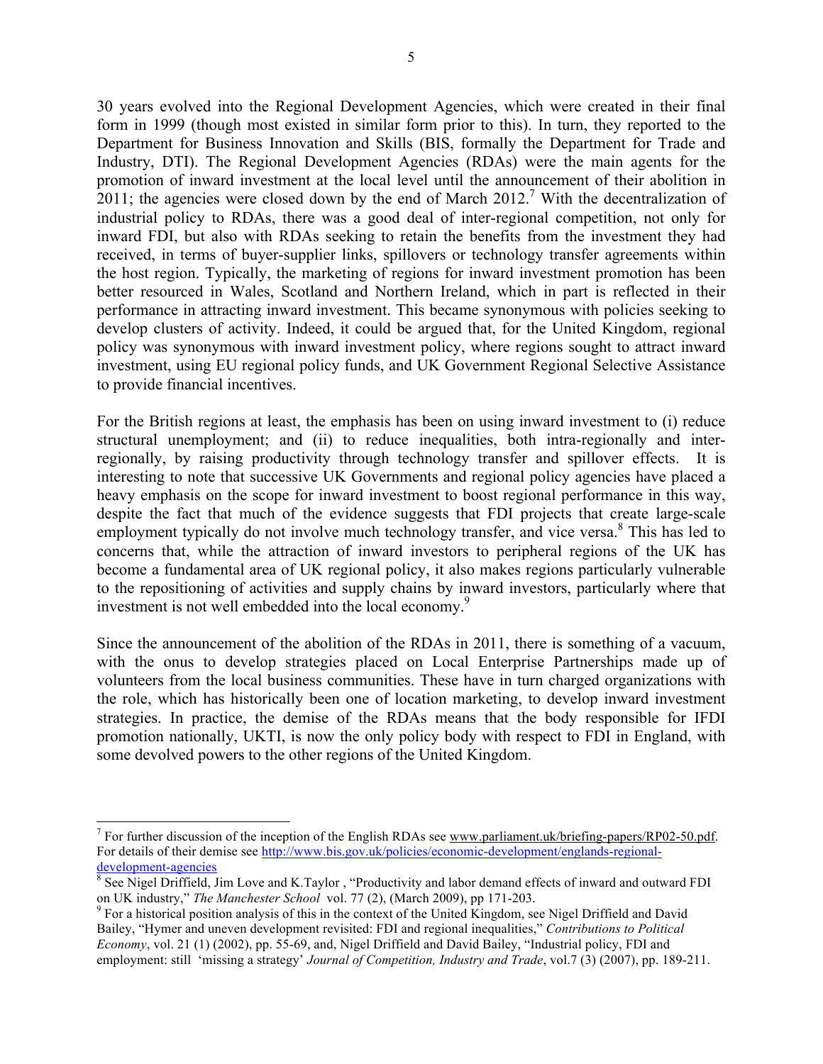30 years evolved into the Regional Development Agencies, which were created in their final form in 1999 (though most existed in similar form prior to this). In turn, they reported to the Department for Business Innovation and Skills (BIS, formally the Department for Trade and Industry, DTI). The Regional Development Agencies (RDAs) were the main agents for the promotion of inward investment at the local level until the announcement of their abolition in 2011; the agencies were closed down by the end of March 2012.[7] With the decentralization of industrial policy to RDAs, there was a good deal of inter-regional competition, not only for inward FDI, but also with RDAs seeking to retain the benefits from the investment they had received, in terms of buyer-supplier links, spillovers or technology transfer agreements within the host region. Typically, the marketing of regions for inward investment promotion has been better resourced in Wales, Scotland and Northern Ireland, which in part is reflected in their performance in attracting inward investment. This became synonymous with policies seeking to develop clusters of activity. Indeed, it could be argued that, for the United Kingdom, regional policy was synonymous with inward investment policy, where regions sought to attract inward investment, using EU regional policy funds, and UK Government Regional Selective Assistance to provide financial incentives.

For the British regions at least, the emphasis has been on using inward investment to (i) reduce structural unemployment; and (ii) to reduce inequalities, both intra-regionally and inter-regionally, by raising productivity through technology transfer and spillover effects. It is interesting to note that successive UK Governments and regional policy agencies have placed a heavy emphasis on the scope for inward investment to boost regional performance in this way, despite the fact that much of the evidence suggests that FDI projects that create large-scale employment typically do not involve much technology transfer, and vice versa.[8] This has led to concerns that, while the attraction of inward investors to peripheral regions of the UK has become a fundamental area of UK regional policy, it also makes regions particularly vulnerable to the repositioning of activities and supply chains by inward investors, particularly where that investment is not well embedded into the local economy.[9]

Since the announcement of the abolition of the RDAs in 2011, there is something of a vacuum, with the onus to develop strategies placed on Local Enterprise Partnerships made up of volunteers from the local business communities. These have in turn charged organizations with the role, which has historically been one of location marketing, to develop inward investment strategies. In practice, the demise of the RDAs means that the body responsible for IFDI promotion nationally, UKTI, is now the only policy body with respect to FDI in England, with some devolved powers to the other regions of the United Kingdom.

---

[7] For further discussion of the inception of the English RDAs see www.parliament.uk/briefing-papers/RP02-50.pdf. For details of their demise see http://www.bis.gov.uk/policies/economic-development/englands-regional-development-agencies

[8] See Nigel Driffield, Jim Love and K.Taylor , "Productivity and labor demand effects of inward and outward FDI on UK industry," *The Manchester School* vol. 77 (2), (March 2009), pp 171-203.

[9] For a historical position analysis of this in the context of the United Kingdom, see Nigel Driffield and David Bailey, "Hymer and uneven development revisited: FDI and regional inequalities," *Contributions to Political Economy*, vol. 21 (1) (2002), pp. 55-69, and, Nigel Driffield and David Bailey, "Industrial policy, FDI and employment: still 'missing a strategy' *Journal of Competition, Industry and Trade*, vol.7 (3) (2007), pp. 189-211.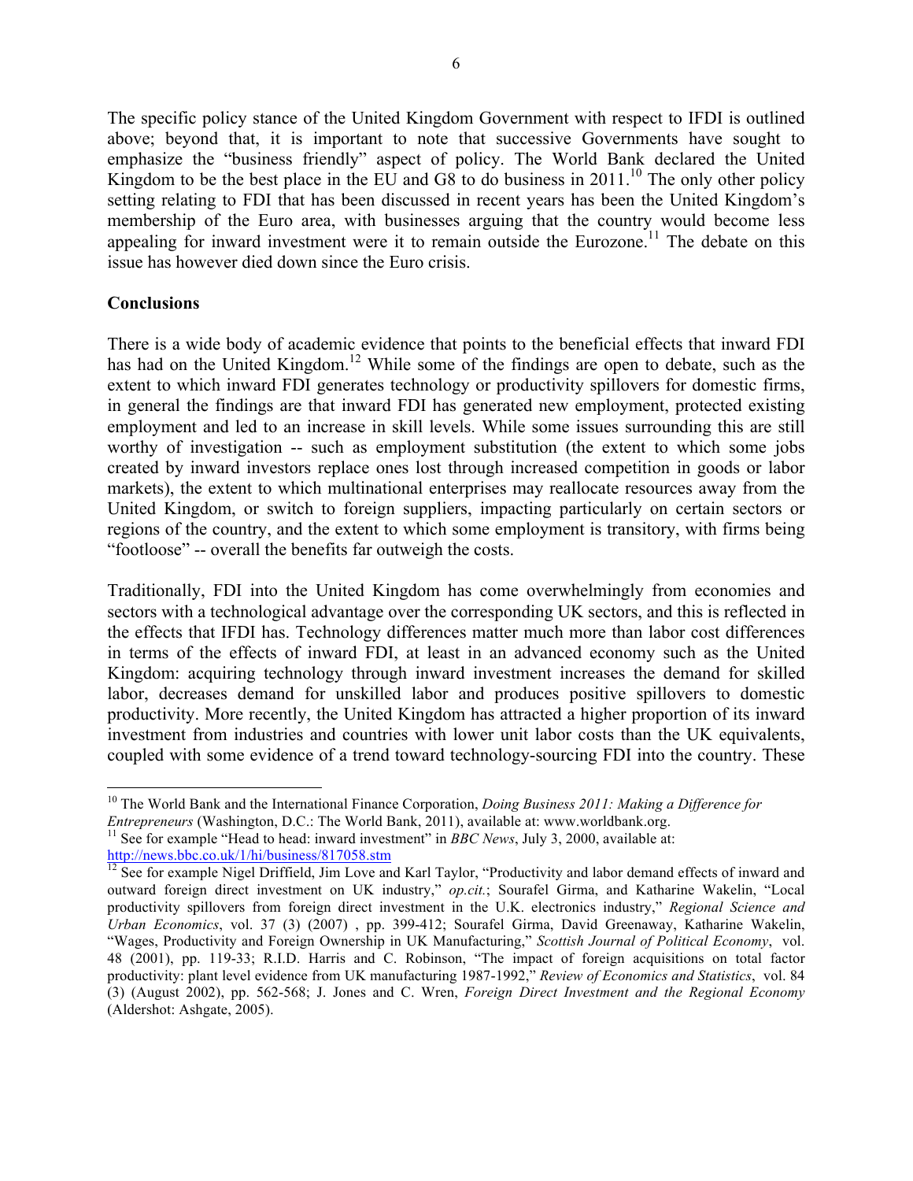The specific policy stance of the United Kingdom Government with respect to IFDI is outlined above; beyond that, it is important to note that successive Governments have sought to emphasize the "business friendly" aspect of policy. The World Bank declared the United Kingdom to be the best place in the EU and G8 to do business in 2011.[10] The only other policy setting relating to FDI that has been discussed in recent years has been the United Kingdom's membership of the Euro area, with businesses arguing that the country would become less appealing for inward investment were it to remain outside the Eurozone.[11] The debate on this issue has however died down since the Euro crisis.

**Conclusions**

There is a wide body of academic evidence that points to the beneficial effects that inward FDI has had on the United Kingdom.[12] While some of the findings are open to debate, such as the extent to which inward FDI generates technology or productivity spillovers for domestic firms, in general the findings are that inward FDI has generated new employment, protected existing employment and led to an increase in skill levels. While some issues surrounding this are still worthy of investigation -- such as employment substitution (the extent to which some jobs created by inward investors replace ones lost through increased competition in goods or labor markets), the extent to which multinational enterprises may reallocate resources away from the United Kingdom, or switch to foreign suppliers, impacting particularly on certain sectors or regions of the country, and the extent to which some employment is transitory, with firms being "footloose" -- overall the benefits far outweigh the costs.

Traditionally, FDI into the United Kingdom has come overwhelmingly from economies and sectors with a technological advantage over the corresponding UK sectors, and this is reflected in the effects that IFDI has. Technology differences matter much more than labor cost differences in terms of the effects of inward FDI, at least in an advanced economy such as the United Kingdom: acquiring technology through inward investment increases the demand for skilled labor, decreases demand for unskilled labor and produces positive spillovers to domestic productivity. More recently, the United Kingdom has attracted a higher proportion of its inward investment from industries and countries with lower unit labor costs than the UK equivalents, coupled with some evidence of a trend toward technology-sourcing FDI into the country. These

---

[10] The World Bank and the International Finance Corporation, *Doing Business 2011: Making a Difference for Entrepreneurs* (Washington, D.C.: The World Bank, 2011), available at: www.worldbank.org.

[11] See for example "Head to head: inward investment" in *BBC News*, July 3, 2000, available at: http://news.bbc.co.uk/1/hi/business/817058.stm

[12] See for example Nigel Driffield, Jim Love and Karl Taylor, "Productivity and labor demand effects of inward and outward foreign direct investment on UK industry," *op.cit.*; Sourafel Girma, and Katharine Wakelin, "Local productivity spillovers from foreign direct investment in the U.K. electronics industry," *Regional Science and Urban Economics*, vol. 37 (3) (2007) , pp. 399-412; Sourafel Girma, David Greenaway, Katharine Wakelin, "Wages, Productivity and Foreign Ownership in UK Manufacturing," *Scottish Journal of Political Economy*, vol. 48 (2001), pp. 119-33; R.I.D. Harris and C. Robinson, "The impact of foreign acquisitions on total factor productivity: plant level evidence from UK manufacturing 1987-1992," *Review of Economics and Statistics*, vol. 84 (3) (August 2002), pp. 562-568; J. Jones and C. Wren, *Foreign Direct Investment and the Regional Economy* (Aldershot: Ashgate, 2005).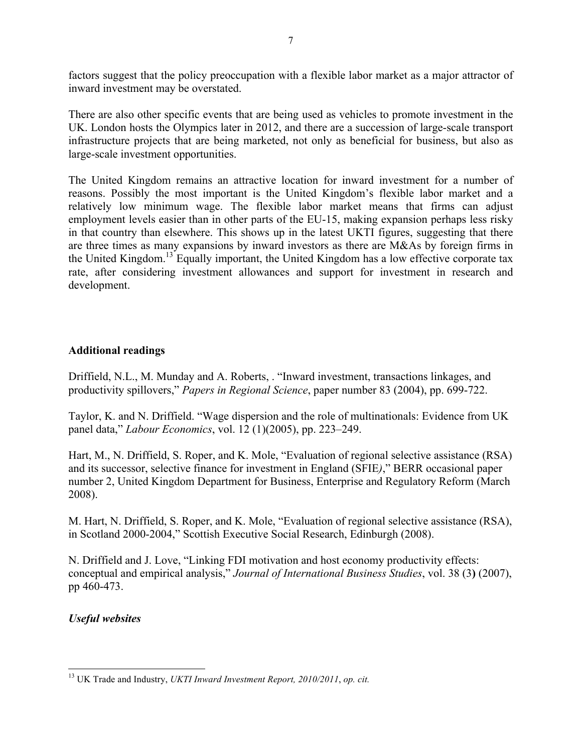factors suggest that the policy preoccupation with a flexible labor market as a major attractor of inward investment may be overstated.

There are also other specific events that are being used as vehicles to promote investment in the UK. London hosts the Olympics later in 2012, and there are a succession of large-scale transport infrastructure projects that are being marketed, not only as beneficial for business, but also as large-scale investment opportunities.

The United Kingdom remains an attractive location for inward investment for a number of reasons. Possibly the most important is the United Kingdom's flexible labor market and a relatively low minimum wage. The flexible labor market means that firms can adjust employment levels easier than in other parts of the EU-15, making expansion perhaps less risky in that country than elsewhere. This shows up in the latest UKTI figures, suggesting that there are three times as many expansions by inward investors as there are M&As by foreign firms in the United Kingdom.[13] Equally important, the United Kingdom has a low effective corporate tax rate, after considering investment allowances and support for investment in research and development.

**Additional readings**

Driffield, N.L., M. Munday and A. Roberts, . "Inward investment, transactions linkages, and productivity spillovers," *Papers in Regional Science*, paper number 83 (2004), pp. 699-722.

Taylor, K. and N. Driffield. "Wage dispersion and the role of multinationals: Evidence from UK panel data," *Labour Economics*, vol. 12 (1)(2005), pp. 223–249.

Hart, M., N. Driffield, S. Roper, and K. Mole, "Evaluation of regional selective assistance (RSA) and its successor, selective finance for investment in England (SFIE*)*," BERR occasional paper number 2, United Kingdom Department for Business, Enterprise and Regulatory Reform (March 2008).

M. Hart, N. Driffield, S. Roper, and K. Mole, "Evaluation of regional selective assistance (RSA), in Scotland 2000-2004," Scottish Executive Social Research, Edinburgh (2008).

N. Driffield and J. Love, "Linking FDI motivation and host economy productivity effects: conceptual and empirical analysis," *Journal of International Business Studies*, vol. 38 (3**)** (2007), pp 460-473.

***Useful websites***

[13] UK Trade and Industry, *UKTI Inward Investment Report, 2010/2011*, *op. cit.*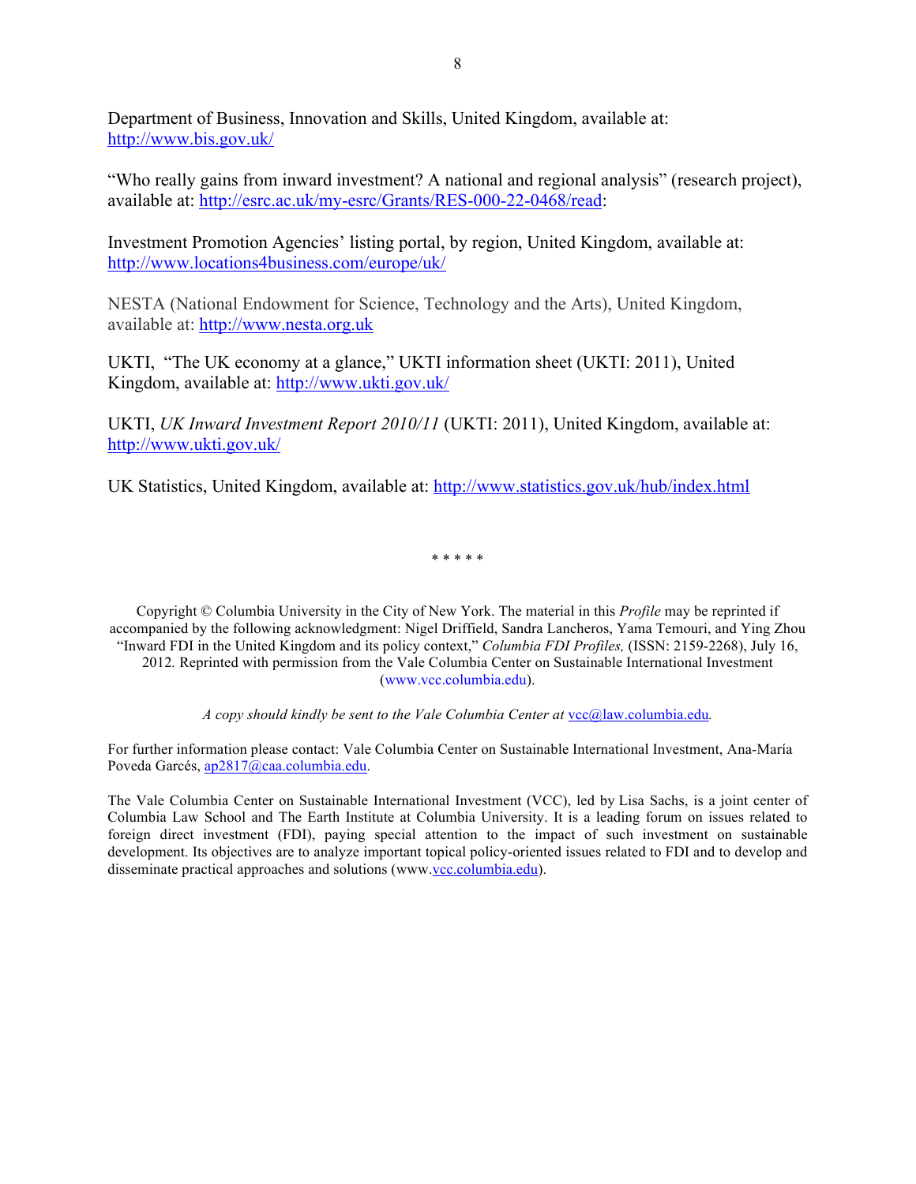Department of Business, Innovation and Skills, United Kingdom, available at: http://www.bis.gov.uk/

"Who really gains from inward investment? A national and regional analysis" (research project), available at: http://esrc.ac.uk/my-esrc/Grants/RES-000-22-0468/read:

Investment Promotion Agencies' listing portal, by region, United Kingdom, available at: http://www.locations4business.com/europe/uk/

NESTA (National Endowment for Science, Technology and the Arts), United Kingdom, available at: http://www.nesta.org.uk

UKTI, "The UK economy at a glance," UKTI information sheet (UKTI: 2011), United Kingdom, available at: http://www.ukti.gov.uk/

UKTI, *UK Inward Investment Report 2010/11* (UKTI: 2011), United Kingdom, available at: http://www.ukti.gov.uk/

UK Statistics, United Kingdom, available at: http://www.statistics.gov.uk/hub/index.html

\* \* \* \* \*

Copyright © Columbia University in the City of New York. The material in this *Profile* may be reprinted if accompanied by the following acknowledgment: Nigel Driffield, Sandra Lancheros, Yama Temouri, and Ying Zhou "Inward FDI in the United Kingdom and its policy context," *Columbia FDI Profiles,* (ISSN: 2159-2268), July 16, 2012. Reprinted with permission from the Vale Columbia Center on Sustainable International Investment (www.vcc.columbia.edu).

*A copy should kindly be sent to the Vale Columbia Center at* vcc@law.columbia.edu.

For further information please contact: Vale Columbia Center on Sustainable International Investment, Ana-María Poveda Garcés, ap2817@caa.columbia.edu.

The Vale Columbia Center on Sustainable International Investment (VCC), led by Lisa Sachs, is a joint center of Columbia Law School and The Earth Institute at Columbia University. It is a leading forum on issues related to foreign direct investment (FDI), paying special attention to the impact of such investment on sustainable development. Its objectives are to analyze important topical policy-oriented issues related to FDI and to develop and disseminate practical approaches and solutions (www.vcc.columbia.edu).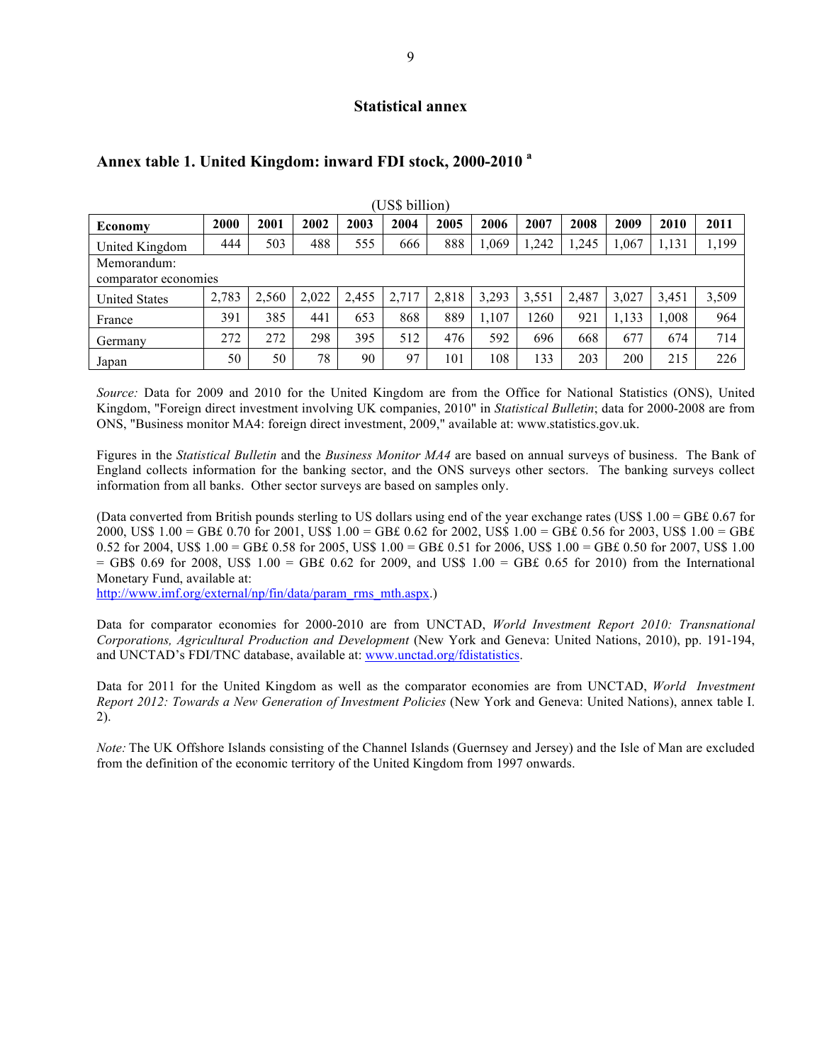## Statistical annex

### Annex table 1. United Kingdom: inward FDI stock, 2000-2010 [a]

(US$ billion)

| Economy | 2000 | 2001 | 2002 | 2003 | 2004 | 2005 | 2006 | 2007 | 2008 | 2009 | 2010 | 2011 |
|---|---|---|---|---|---|---|---|---|---|---|---|---|
| United Kingdom | 444 | 503 | 488 | 555 | 666 | 888 | 1,069 | 1,242 | 1,245 | 1,067 | 1,131 | 1,199 |
| Memorandum: comparator economies | | | | | | | | | | | | |
| United States | 2,783 | 2,560 | 2,022 | 2,455 | 2,717 | 2,818 | 3,293 | 3,551 | 2,487 | 3,027 | 3,451 | 3,509 |
| France | 391 | 385 | 441 | 653 | 868 | 889 | 1,107 | 1260 | 921 | 1,133 | 1,008 | 964 |
| Germany | 272 | 272 | 298 | 395 | 512 | 476 | 592 | 696 | 668 | 677 | 674 | 714 |
| Japan | 50 | 50 | 78 | 90 | 97 | 101 | 108 | 133 | 203 | 200 | 215 | 226 |

*Source:* Data for 2009 and 2010 for the United Kingdom are from the Office for National Statistics (ONS), United Kingdom, "Foreign direct investment involving UK companies, 2010" in *Statistical Bulletin*; data for 2000-2008 are from ONS, "Business monitor MA4: foreign direct investment, 2009," available at: www.statistics.gov.uk.

Figures in the *Statistical Bulletin* and the *Business Monitor MA4* are based on annual surveys of business. The Bank of England collects information for the banking sector, and the ONS surveys other sectors. The banking surveys collect information from all banks. Other sector surveys are based on samples only.

(Data converted from British pounds sterling to US dollars using end of the year exchange rates (US$ 1.00 = GB£ 0.67 for 2000, US$ 1.00 = GB£ 0.70 for 2001, US$ 1.00 = GB£ 0.62 for 2002, US$ 1.00 = GB£ 0.56 for 2003, US$ 1.00 = GB£ 0.52 for 2004, US$ 1.00 = GB£ 0.58 for 2005, US$ 1.00 = GB£ 0.51 for 2006, US$ 1.00 = GB£ 0.50 for 2007, US$ 1.00 = GB$ 0.69 for 2008, US$ 1.00 = GB£ 0.62 for 2009, and US$ 1.00 = GB£ 0.65 for 2010) from the International Monetary Fund, available at: http://www.imf.org/external/np/fin/data/param_rms_mth.aspx.)

Data for comparator economies for 2000-2010 are from UNCTAD, *World Investment Report 2010: Transnational Corporations, Agricultural Production and Development* (New York and Geneva: United Nations, 2010), pp. 191-194, and UNCTAD's FDI/TNC database, available at: www.unctad.org/fdistatistics.

Data for 2011 for the United Kingdom as well as the comparator economies are from UNCTAD, *World Investment Report 2012: Towards a New Generation of Investment Policies* (New York and Geneva: United Nations), annex table I. 2).

*Note:* The UK Offshore Islands consisting of the Channel Islands (Guernsey and Jersey) and the Isle of Man are excluded from the definition of the economic territory of the United Kingdom from 1997 onwards.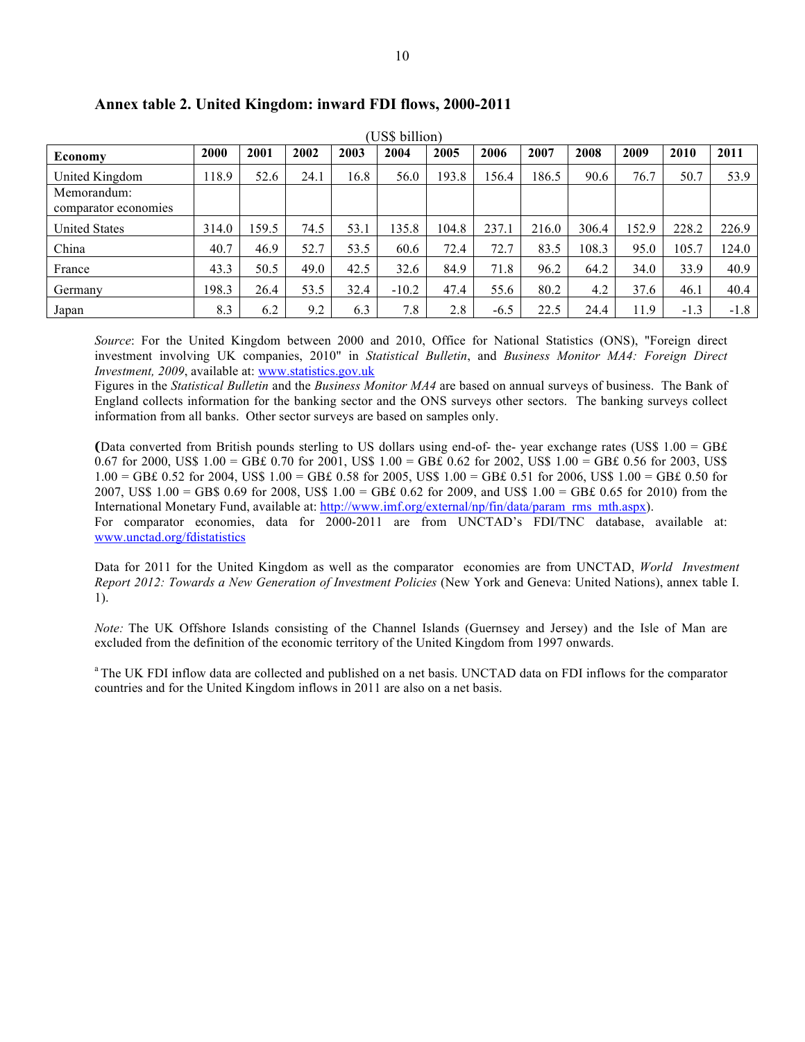## Annex table 2. United Kingdom: inward FDI flows, 2000-2011

(US$ billion)

| Economy | 2000 | 2001 | 2002 | 2003 | 2004 | 2005 | 2006 | 2007 | 2008 | 2009 | 2010 | 2011 |
|---|---|---|---|---|---|---|---|---|---|---|---|---|
| United Kingdom | 118.9 | 52.6 | 24.1 | 16.8 | 56.0 | 193.8 | 156.4 | 186.5 | 90.6 | 76.7 | 50.7 | 53.9 |
| Memorandum: comparator economies | | | | | | | | | | | | |
| United States | 314.0 | 159.5 | 74.5 | 53.1 | 135.8 | 104.8 | 237.1 | 216.0 | 306.4 | 152.9 | 228.2 | 226.9 |
| China | 40.7 | 46.9 | 52.7 | 53.5 | 60.6 | 72.4 | 72.7 | 83.5 | 108.3 | 95.0 | 105.7 | 124.0 |
| France | 43.3 | 50.5 | 49.0 | 42.5 | 32.6 | 84.9 | 71.8 | 96.2 | 64.2 | 34.0 | 33.9 | 40.9 |
| Germany | 198.3 | 26.4 | 53.5 | 32.4 | -10.2 | 47.4 | 55.6 | 80.2 | 4.2 | 37.6 | 46.1 | 40.4 |
| Japan | 8.3 | 6.2 | 9.2 | 6.3 | 7.8 | 2.8 | -6.5 | 22.5 | 24.4 | 11.9 | -1.3 | -1.8 |

*Source*: For the United Kingdom between 2000 and 2010, Office for National Statistics (ONS), "Foreign direct investment involving UK companies, 2010" in *Statistical Bulletin*, and *Business Monitor MA4: Foreign Direct Investment, 2009*, available at: www.statistics.gov.uk

Figures in the *Statistical Bulletin* and the *Business Monitor MA4* are based on annual surveys of business. The Bank of England collects information for the banking sector and the ONS surveys other sectors. The banking surveys collect information from all banks. Other sector surveys are based on samples only.

(Data converted from British pounds sterling to US dollars using end-of- the- year exchange rates (US$ 1.00 = GB£ 0.67 for 2000, US$ 1.00 = GB£ 0.70 for 2001, US$ 1.00 = GB£ 0.62 for 2002, US$ 1.00 = GB£ 0.56 for 2003, US$ 1.00 = GB£ 0.52 for 2004, US$ 1.00 = GB£ 0.58 for 2005, US$ 1.00 = GB£ 0.51 for 2006, US$ 1.00 = GB£ 0.50 for 2007, US$ 1.00 = GB$ 0.69 for 2008, US$ 1.00 = GB£ 0.62 for 2009, and US$ 1.00 = GB£ 0.65 for 2010) from the International Monetary Fund, available at: http://www.imf.org/external/np/fin/data/param_rms_mth.aspx).

For comparator economies, data for 2000-2011 are from UNCTAD's FDI/TNC database, available at: www.unctad.org/fdistatistics

Data for 2011 for the United Kingdom as well as the comparator economies are from UNCTAD, *World Investment Report 2012: Towards a New Generation of Investment Policies* (New York and Geneva: United Nations), annex table I. 1).

*Note:* The UK Offshore Islands consisting of the Channel Islands (Guernsey and Jersey) and the Isle of Man are excluded from the definition of the economic territory of the United Kingdom from 1997 onwards.

[a] The UK FDI inflow data are collected and published on a net basis. UNCTAD data on FDI inflows for the comparator countries and for the United Kingdom inflows in 2011 are also on a net basis.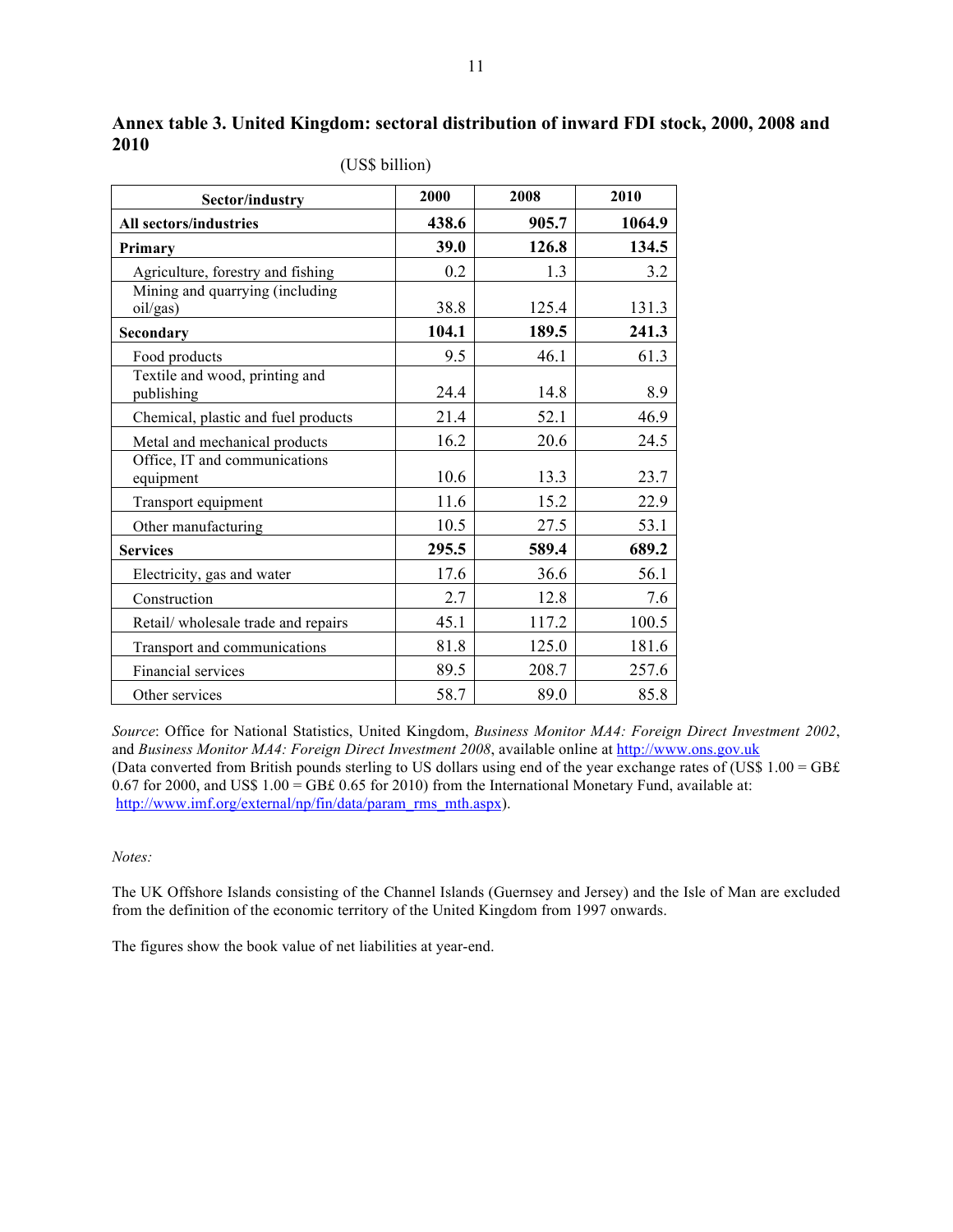**Annex table 3. United Kingdom: sectoral distribution of inward FDI stock, 2000, 2008 and 2010**

(US$ billion)

| Sector/industry | 2000 | 2008 | 2010 |
|---|---|---|---|
| **All sectors/industries** | **438.6** | **905.7** | **1064.9** |
| **Primary** | **39.0** | **126.8** | **134.5** |
| Agriculture, forestry and fishing | 0.2 | 1.3 | 3.2 |
| Mining and quarrying (including oil/gas) | 38.8 | 125.4 | 131.3 |
| **Secondary** | **104.1** | **189.5** | **241.3** |
| Food products | 9.5 | 46.1 | 61.3 |
| Textile and wood, printing and publishing | 24.4 | 14.8 | 8.9 |
| Chemical, plastic and fuel products | 21.4 | 52.1 | 46.9 |
| Metal and mechanical products | 16.2 | 20.6 | 24.5 |
| Office, IT and communications equipment | 10.6 | 13.3 | 23.7 |
| Transport equipment | 11.6 | 15.2 | 22.9 |
| Other manufacturing | 10.5 | 27.5 | 53.1 |
| **Services** | **295.5** | **589.4** | **689.2** |
| Electricity, gas and water | 17.6 | 36.6 | 56.1 |
| Construction | 2.7 | 12.8 | 7.6 |
| Retail/ wholesale trade and repairs | 45.1 | 117.2 | 100.5 |
| Transport and communications | 81.8 | 125.0 | 181.6 |
| Financial services | 89.5 | 208.7 | 257.6 |
| Other services | 58.7 | 89.0 | 85.8 |

*Source*: Office for National Statistics, United Kingdom, *Business Monitor MA4: Foreign Direct Investment 2002*, and *Business Monitor MA4: Foreign Direct Investment 2008*, available online at http://www.ons.gov.uk (Data converted from British pounds sterling to US dollars using end of the year exchange rates of (US$ 1.00 = GB£ 0.67 for 2000, and US$ 1.00 = GB£ 0.65 for 2010) from the International Monetary Fund, available at: http://www.imf.org/external/np/fin/data/param_rms_mth.aspx).

*Notes:*

The UK Offshore Islands consisting of the Channel Islands (Guernsey and Jersey) and the Isle of Man are excluded from the definition of the economic territory of the United Kingdom from 1997 onwards.

The figures show the book value of net liabilities at year-end.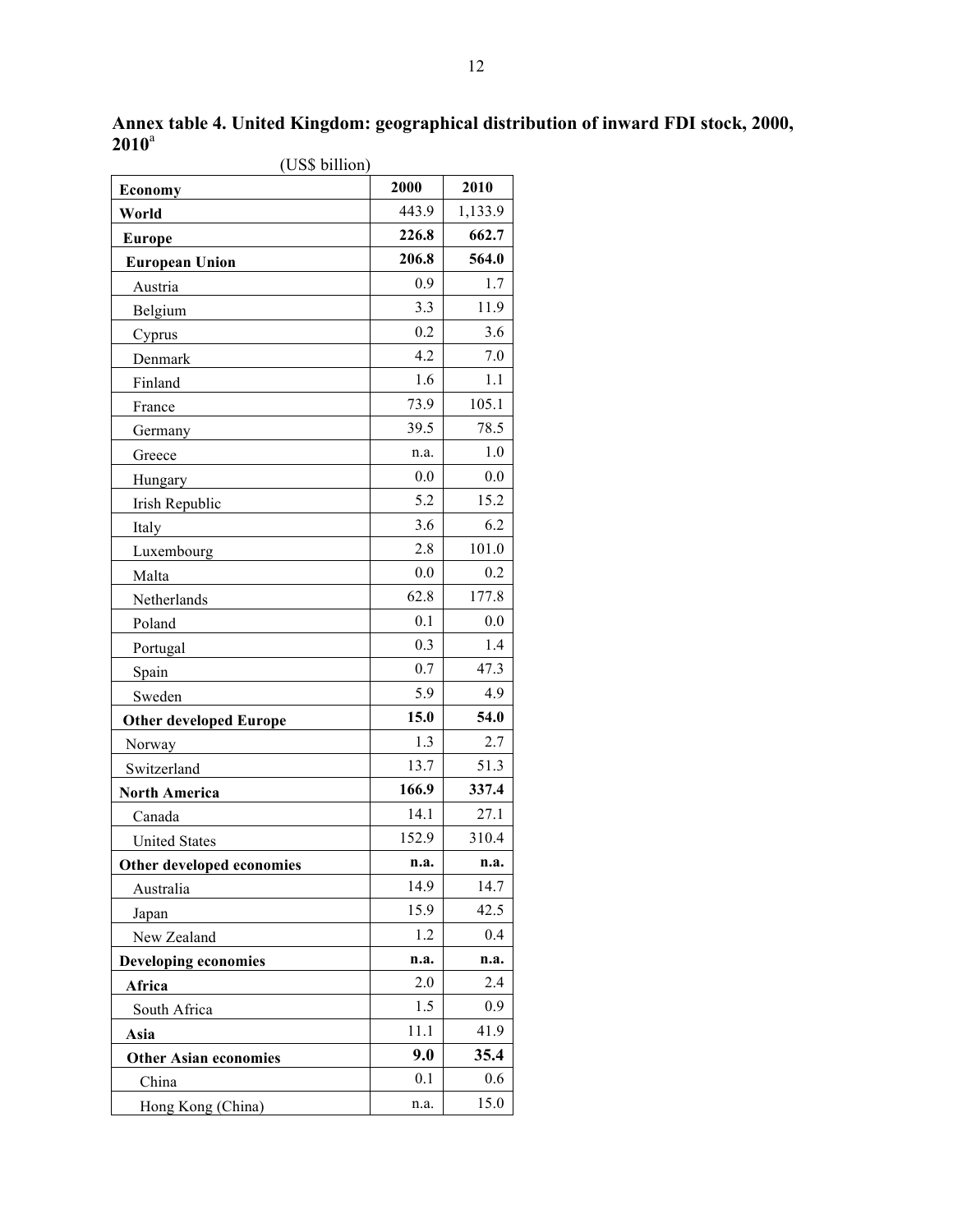**Annex table 4. United Kingdom: geographical distribution of inward FDI stock, 2000, 2010**[a]

(US$ billion)

| Economy | 2000 | 2010 |
|---|---|---|
| **World** | 443.9 | 1,133.9 |
| **Europe** | **226.8** | **662.7** |
| **European Union** | **206.8** | **564.0** |
| Austria | 0.9 | 1.7 |
| Belgium | 3.3 | 11.9 |
| Cyprus | 0.2 | 3.6 |
| Denmark | 4.2 | 7.0 |
| Finland | 1.6 | 1.1 |
| France | 73.9 | 105.1 |
| Germany | 39.5 | 78.5 |
| Greece | n.a. | 1.0 |
| Hungary | 0.0 | 0.0 |
| Irish Republic | 5.2 | 15.2 |
| Italy | 3.6 | 6.2 |
| Luxembourg | 2.8 | 101.0 |
| Malta | 0.0 | 0.2 |
| Netherlands | 62.8 | 177.8 |
| Poland | 0.1 | 0.0 |
| Portugal | 0.3 | 1.4 |
| Spain | 0.7 | 47.3 |
| Sweden | 5.9 | 4.9 |
| **Other developed Europe** | **15.0** | **54.0** |
| Norway | 1.3 | 2.7 |
| Switzerland | 13.7 | 51.3 |
| **North America** | **166.9** | **337.4** |
| Canada | 14.1 | 27.1 |
| United States | 152.9 | 310.4 |
| **Other developed economies** | **n.a.** | **n.a.** |
| Australia | 14.9 | 14.7 |
| Japan | 15.9 | 42.5 |
| New Zealand | 1.2 | 0.4 |
| **Developing economies** | **n.a.** | **n.a.** |
| **Africa** | 2.0 | 2.4 |
| South Africa | 1.5 | 0.9 |
| **Asia** | 11.1 | 41.9 |
| **Other Asian economies** | **9.0** | **35.4** |
| China | 0.1 | 0.6 |
| Hong Kong (China) | n.a. | 15.0 |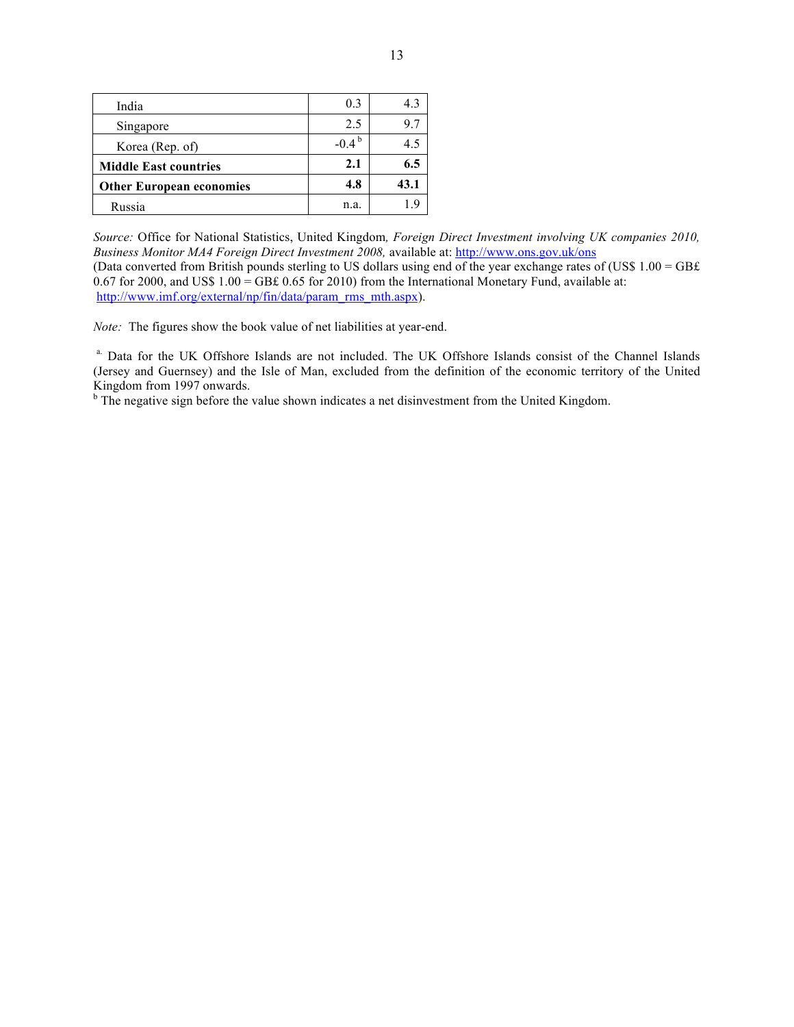| | | |
|---|---|---|
| India | 0.3 | 4.3 |
| Singapore | 2.5 | 9.7 |
| Korea (Rep. of) | -0.4 [b] | 4.5 |
| **Middle East countries** | **2.1** | **6.5** |
| **Other European economies** | **4.8** | **43.1** |
| Russia | n.a. | 1.9 |

*Source:* Office for National Statistics, United Kingdom, *Foreign Direct Investment involving UK companies 2010, Business Monitor MA4 Foreign Direct Investment 2008,* available at: http://www.ons.gov.uk/ons
(Data converted from British pounds sterling to US dollars using end of the year exchange rates of (US$ 1.00 = GB£ 0.67 for 2000, and US$ 1.00 = GB£ 0.65 for 2010) from the International Monetary Fund, available at: http://www.imf.org/external/np/fin/data/param_rms_mth.aspx).

*Note:* The figures show the book value of net liabilities at year-end.

[a.] Data for the UK Offshore Islands are not included. The UK Offshore Islands consist of the Channel Islands (Jersey and Guernsey) and the Isle of Man, excluded from the definition of the economic territory of the United Kingdom from 1997 onwards.
[b] The negative sign before the value shown indicates a net disinvestment from the United Kingdom.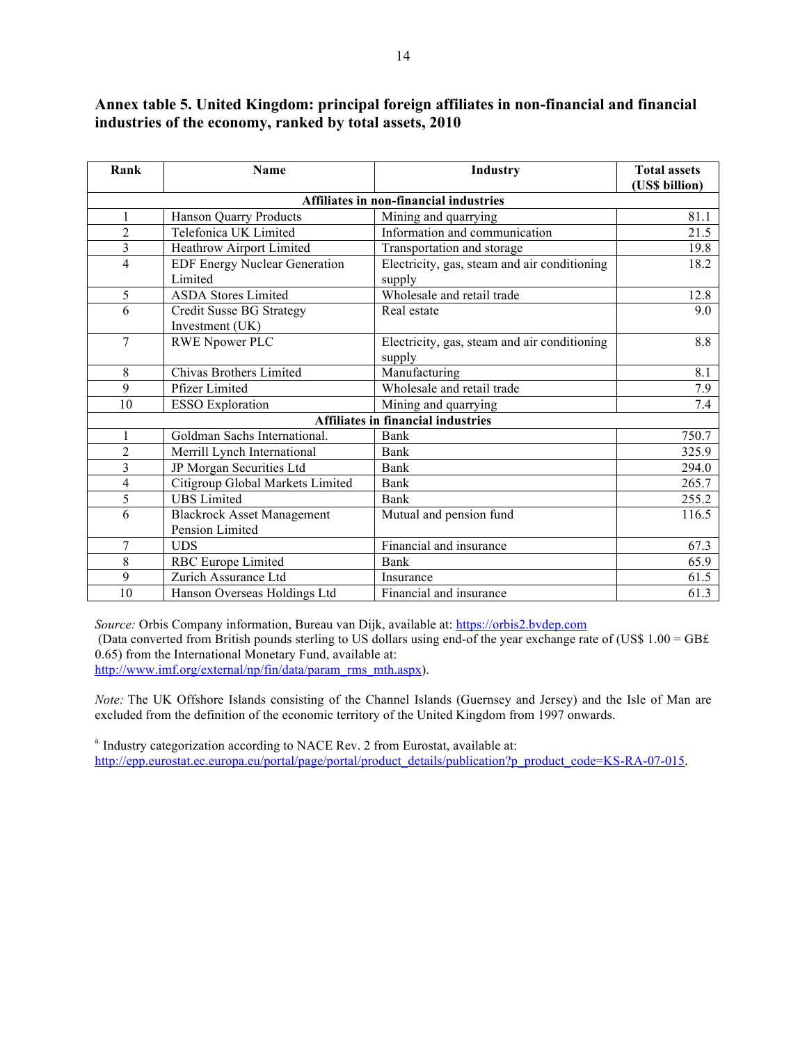**Annex table 5. United Kingdom: principal foreign affiliates in non-financial and financial industries of the economy, ranked by total assets, 2010**

| Rank | Name | Industry | Total assets (US$ billion) |
|---|---|---|---|
| **Affiliates in non-financial industries** | | | |
| 1 | Hanson Quarry Products | Mining and quarrying | 81.1 |
| 2 | Telefonica UK Limited | Information and communication | 21.5 |
| 3 | Heathrow Airport Limited | Transportation and storage | 19.8 |
| 4 | EDF Energy Nuclear Generation Limited | Electricity, gas, steam and air conditioning supply | 18.2 |
| 5 | ASDA Stores Limited | Wholesale and retail trade | 12.8 |
| 6 | Credit Susse BG Strategy Investment (UK) | Real estate | 9.0 |
| 7 | RWE Npower PLC | Electricity, gas, steam and air conditioning supply | 8.8 |
| 8 | Chivas Brothers Limited | Manufacturing | 8.1 |
| 9 | Pfizer Limited | Wholesale and retail trade | 7.9 |
| 10 | ESSO Exploration | Mining and quarrying | 7.4 |
| **Affiliates in financial industries** | | | |
| 1 | Goldman Sachs International. | Bank | 750.7 |
| 2 | Merrill Lynch International | Bank | 325.9 |
| 3 | JP Morgan Securities Ltd | Bank | 294.0 |
| 4 | Citigroup Global Markets Limited | Bank | 265.7 |
| 5 | UBS Limited | Bank | 255.2 |
| 6 | Blackrock Asset Management Pension Limited | Mutual and pension fund | 116.5 |
| 7 | UDS | Financial and insurance | 67.3 |
| 8 | RBC Europe Limited | Bank | 65.9 |
| 9 | Zurich Assurance Ltd | Insurance | 61.5 |
| 10 | Hanson Overseas Holdings Ltd | Financial and insurance | 61.3 |

*Source:* Orbis Company information, Bureau van Dijk, available at: https://orbis2.bvdep.com
(Data converted from British pounds sterling to US dollars using end-of the year exchange rate of (US$ 1.00 = GB£ 0.65) from the International Monetary Fund, available at: http://www.imf.org/external/np/fin/data/param_rms_mth.aspx).

*Note:* The UK Offshore Islands consisting of the Channel Islands (Guernsey and Jersey) and the Isle of Man are excluded from the definition of the economic territory of the United Kingdom from 1997 onwards.

[a] Industry categorization according to NACE Rev. 2 from Eurostat, available at: http://epp.eurostat.ec.europa.eu/portal/page/portal/product_details/publication?p_product_code=KS-RA-07-015.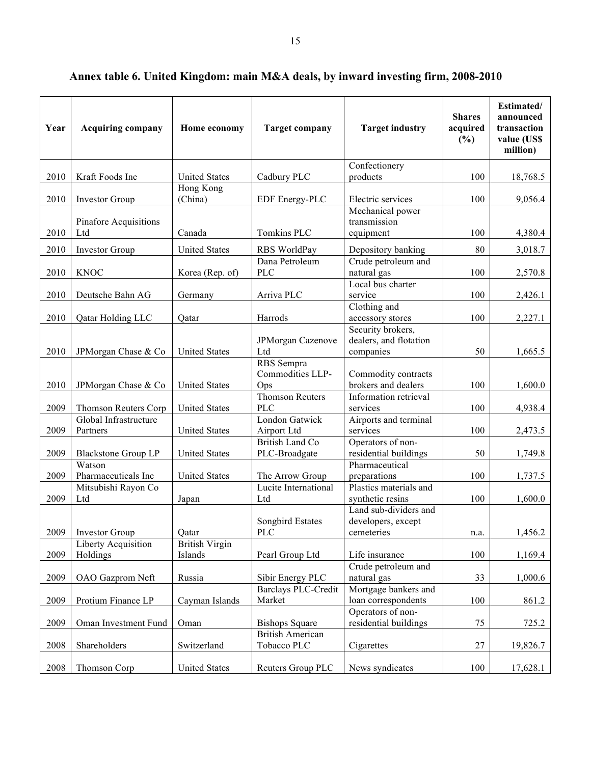**Annex table 6. United Kingdom: main M&A deals, by inward investing firm, 2008-2010**

| Year | Acquiring company | Home economy | Target company | Target industry | Shares acquired (%) | Estimated/ announced transaction value (US$ million) |
|---|---|---|---|---|---|---|
| 2010 | Kraft Foods Inc | United States | Cadbury PLC | Confectionery products | 100 | 18,768.5 |
| 2010 | Investor Group | Hong Kong (China) | EDF Energy-PLC | Electric services | 100 | 9,056.4 |
| 2010 | Pinafore Acquisitions Ltd | Canada | Tomkins PLC | Mechanical power transmission equipment | 100 | 4,380.4 |
| 2010 | Investor Group | United States | RBS WorldPay | Depository banking | 80 | 3,018.7 |
| 2010 | KNOC | Korea (Rep. of) | Dana Petroleum PLC | Crude petroleum and natural gas | 100 | 2,570.8 |
| 2010 | Deutsche Bahn AG | Germany | Arriva PLC | Local bus charter service | 100 | 2,426.1 |
| 2010 | Qatar Holding LLC | Qatar | Harrods | Clothing and accessory stores | 100 | 2,227.1 |
| 2010 | JPMorgan Chase & Co | United States | JPMorgan Cazenove Ltd | Security brokers, dealers, and flotation companies | 50 | 1,665.5 |
| 2010 | JPMorgan Chase & Co | United States | RBS Sempra Commodities LLP-Ops | Commodity contracts brokers and dealers | 100 | 1,600.0 |
| 2009 | Thomson Reuters Corp | United States | Thomson Reuters PLC | Information retrieval services | 100 | 4,938.4 |
| 2009 | Global Infrastructure Partners | United States | London Gatwick Airport Ltd | Airports and terminal services | 100 | 2,473.5 |
| 2009 | Blackstone Group LP | United States | British Land Co PLC-Broadgate | Operators of non-residential buildings | 50 | 1,749.8 |
| 2009 | Watson Pharmaceuticals Inc | United States | The Arrow Group | Pharmaceutical preparations | 100 | 1,737.5 |
| 2009 | Mitsubishi Rayon Co Ltd | Japan | Lucite International Ltd | Plastics materials and synthetic resins | 100 | 1,600.0 |
| 2009 | Investor Group | Qatar | Songbird Estates PLC | Land sub-dividers and developers, except cemeteries | n.a. | 1,456.2 |
| 2009 | Liberty Acquisition Holdings | British Virgin Islands | Pearl Group Ltd | Life insurance | 100 | 1,169.4 |
| 2009 | OAO Gazprom Neft | Russia | Sibir Energy PLC | Crude petroleum and natural gas | 33 | 1,000.6 |
| 2009 | Protium Finance LP | Cayman Islands | Barclays PLC-Credit Market | Mortgage bankers and loan correspondents | 100 | 861.2 |
| 2009 | Oman Investment Fund | Oman | Bishops Square | Operators of non-residential buildings | 75 | 725.2 |
| 2008 | Shareholders | Switzerland | British American Tobacco PLC | Cigarettes | 27 | 19,826.7 |
| 2008 | Thomson Corp | United States | Reuters Group PLC | News syndicates | 100 | 17,628.1 |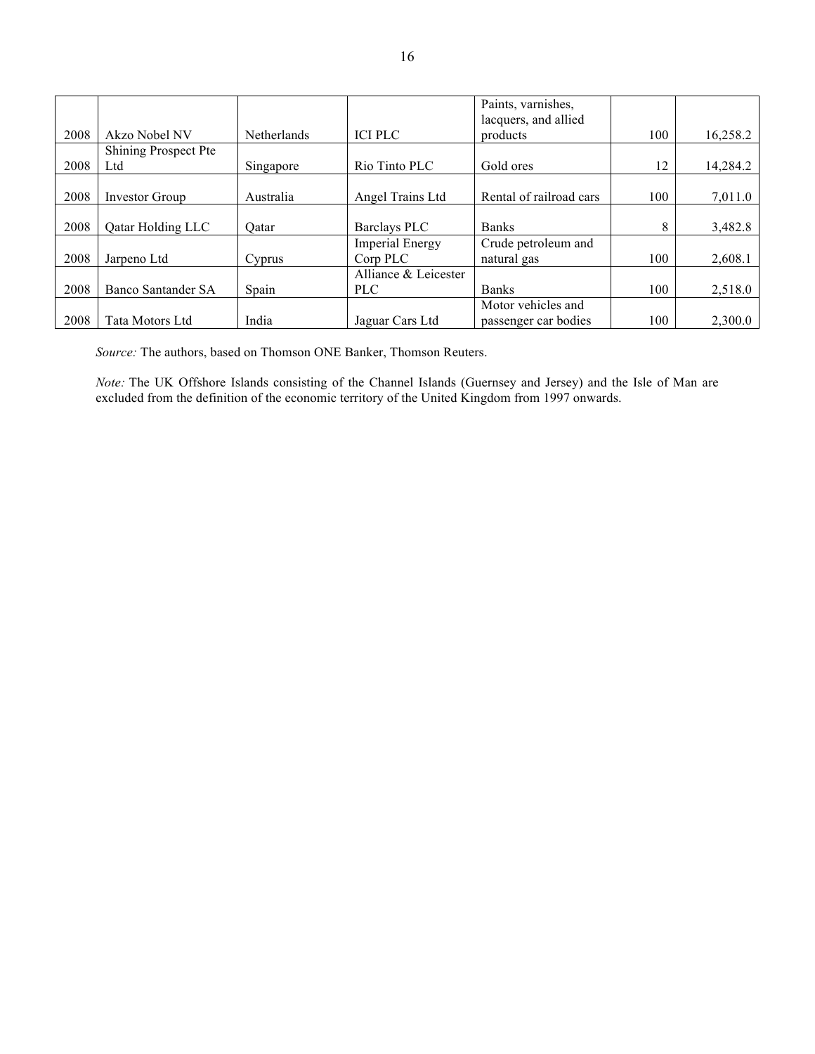| | | | | | | |
|---|---|---|---|---|---|---|
| 2008 | Akzo Nobel NV | Netherlands | ICI PLC | Paints, varnishes, lacquers, and allied products | 100 | 16,258.2 |
| 2008 | Shining Prospect Pte Ltd | Singapore | Rio Tinto PLC | Gold ores | 12 | 14,284.2 |
| 2008 | Investor Group | Australia | Angel Trains Ltd | Rental of railroad cars | 100 | 7,011.0 |
| 2008 | Qatar Holding LLC | Qatar | Barclays PLC | Banks | 8 | 3,482.8 |
| 2008 | Jarpeno Ltd | Cyprus | Imperial Energy Corp PLC | Crude petroleum and natural gas | 100 | 2,608.1 |
| 2008 | Banco Santander SA | Spain | Alliance & Leicester PLC | Banks | 100 | 2,518.0 |
| 2008 | Tata Motors Ltd | India | Jaguar Cars Ltd | Motor vehicles and passenger car bodies | 100 | 2,300.0 |

*Source:* The authors, based on Thomson ONE Banker, Thomson Reuters.

*Note:* The UK Offshore Islands consisting of the Channel Islands (Guernsey and Jersey) and the Isle of Man are excluded from the definition of the economic territory of the United Kingdom from 1997 onwards.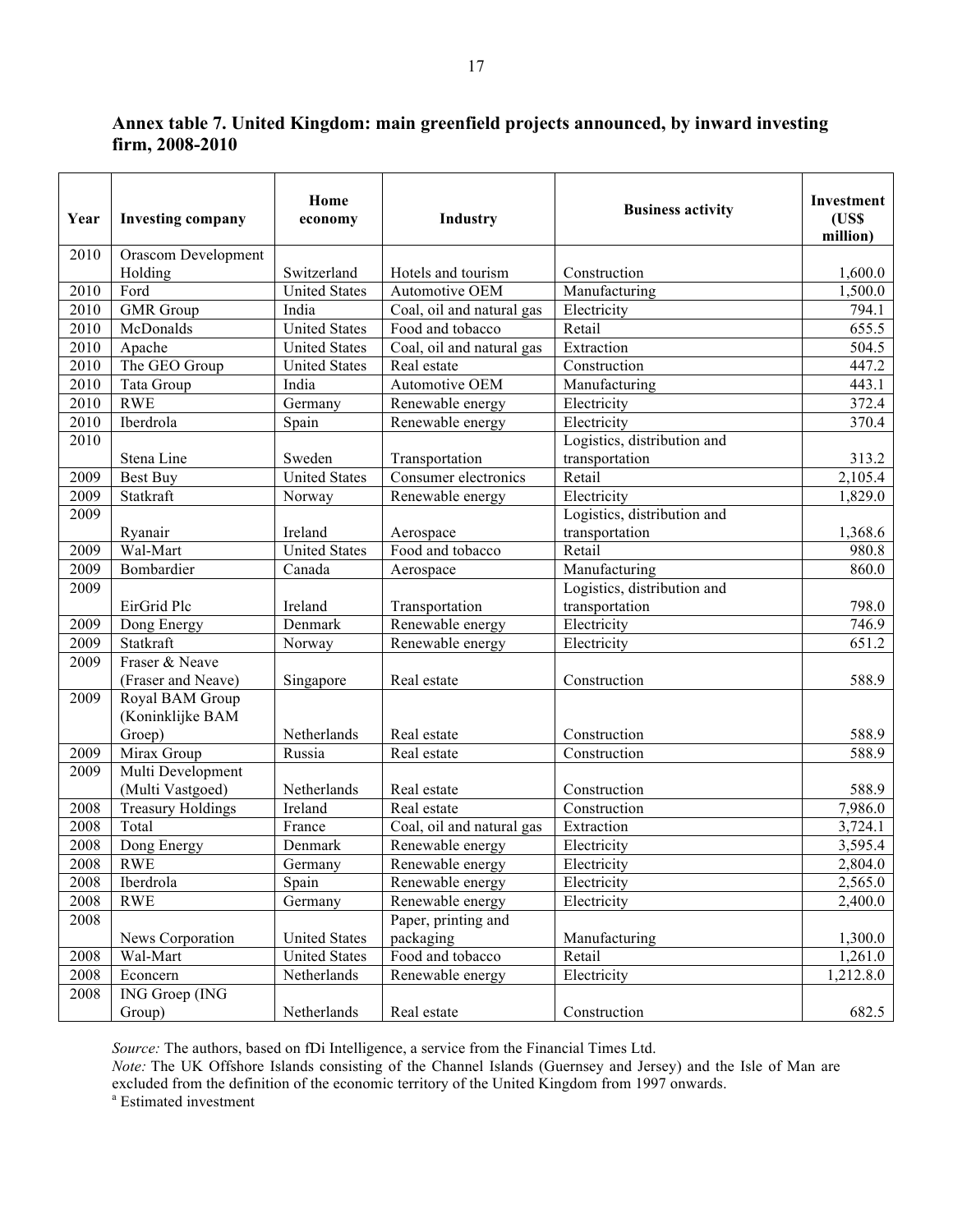**Annex table 7. United Kingdom: main greenfield projects announced, by inward investing firm, 2008-2010**

| Year | Investing company | Home economy | Industry | Business activity | Investment (US$ million) |
|---|---|---|---|---|---|
| 2010 | Orascom Development Holding | Switzerland | Hotels and tourism | Construction | 1,600.0 |
| 2010 | Ford | United States | Automotive OEM | Manufacturing | 1,500.0 |
| 2010 | GMR Group | India | Coal, oil and natural gas | Electricity | 794.1 |
| 2010 | McDonalds | United States | Food and tobacco | Retail | 655.5 |
| 2010 | Apache | United States | Coal, oil and natural gas | Extraction | 504.5 |
| 2010 | The GEO Group | United States | Real estate | Construction | 447.2 |
| 2010 | Tata Group | India | Automotive OEM | Manufacturing | 443.1 |
| 2010 | RWE | Germany | Renewable energy | Electricity | 372.4 |
| 2010 | Iberdrola | Spain | Renewable energy | Electricity | 370.4 |
| 2010 | Stena Line | Sweden | Transportation | Logistics, distribution and transportation | 313.2 |
| 2009 | Best Buy | United States | Consumer electronics | Retail | 2,105.4 |
| 2009 | Statkraft | Norway | Renewable energy | Electricity | 1,829.0 |
| 2009 | Ryanair | Ireland | Aerospace | Logistics, distribution and transportation | 1,368.6 |
| 2009 | Wal-Mart | United States | Food and tobacco | Retail | 980.8 |
| 2009 | Bombardier | Canada | Aerospace | Manufacturing | 860.0 |
| 2009 | EirGrid Plc | Ireland | Transportation | Logistics, distribution and transportation | 798.0 |
| 2009 | Dong Energy | Denmark | Renewable energy | Electricity | 746.9 |
| 2009 | Statkraft | Norway | Renewable energy | Electricity | 651.2 |
| 2009 | Fraser & Neave (Fraser and Neave) | Singapore | Real estate | Construction | 588.9 |
| 2009 | Royal BAM Group (Koninklijke BAM Groep) | Netherlands | Real estate | Construction | 588.9 |
| 2009 | Mirax Group | Russia | Real estate | Construction | 588.9 |
| 2009 | Multi Development (Multi Vastgoed) | Netherlands | Real estate | Construction | 588.9 |
| 2008 | Treasury Holdings | Ireland | Real estate | Construction | 7,986.0 |
| 2008 | Total | France | Coal, oil and natural gas | Extraction | 3,724.1 |
| 2008 | Dong Energy | Denmark | Renewable energy | Electricity | 3,595.4 |
| 2008 | RWE | Germany | Renewable energy | Electricity | 2,804.0 |
| 2008 | Iberdrola | Spain | Renewable energy | Electricity | 2,565.0 |
| 2008 | RWE | Germany | Renewable energy | Electricity | 2,400.0 |
| 2008 | News Corporation | United States | Paper, printing and packaging | Manufacturing | 1,300.0 |
| 2008 | Wal-Mart | United States | Food and tobacco | Retail | 1,261.0 |
| 2008 | Econcern | Netherlands | Renewable energy | Electricity | 1,212.8.0 |
| 2008 | ING Groep (ING Group) | Netherlands | Real estate | Construction | 682.5 |

*Source:* The authors, based on fDi Intelligence, a service from the Financial Times Ltd.
*Note:* The UK Offshore Islands consisting of the Channel Islands (Guernsey and Jersey) and the Isle of Man are excluded from the definition of the economic territory of the United Kingdom from 1997 onwards.
[a] Estimated investment